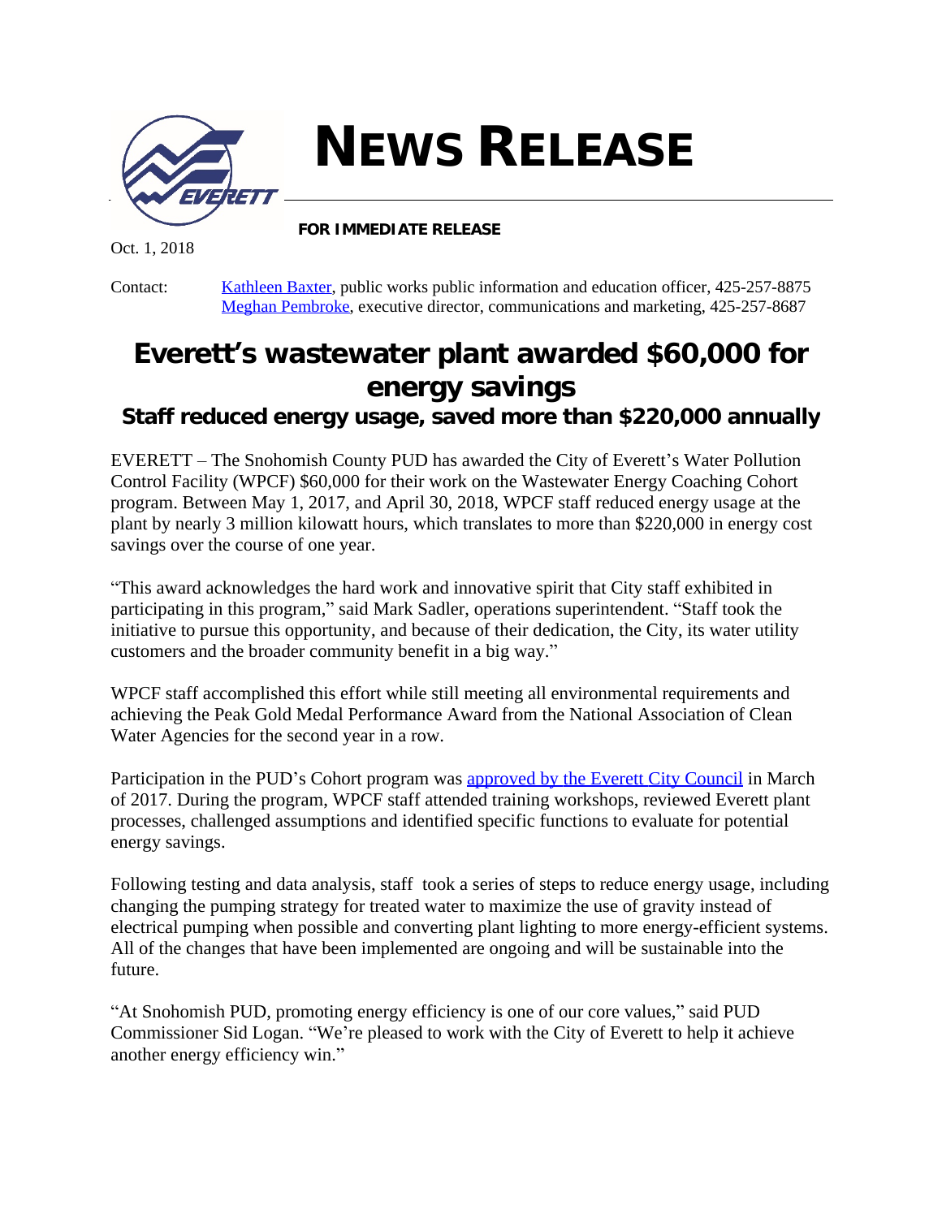# NEWS RELEASE

**FOR IMMEDIATE RELEASE**

Oct. 1, 2018

Contact: Kathleen Baxter, public works public information and education officer, 425-257-8875
Meghan Pembroke, executive director, communications and marketing, 425-257-8687

## Everett's wastewater plant awarded $60,000 for energy savings

### Staff reduced energy usage, saved more than $220,000 annually

EVERETT – The Snohomish County PUD has awarded the City of Everett's Water Pollution Control Facility (WPCF) $60,000 for their work on the Wastewater Energy Coaching Cohort program. Between May 1, 2017, and April 30, 2018, WPCF staff reduced energy usage at the plant by nearly 3 million kilowatt hours, which translates to more than $220,000 in energy cost savings over the course of one year.

"This award acknowledges the hard work and innovative spirit that City staff exhibited in participating in this program," said Mark Sadler, operations superintendent. "Staff took the initiative to pursue this opportunity, and because of their dedication, the City, its water utility customers and the broader community benefit in a big way."

WPCF staff accomplished this effort while still meeting all environmental requirements and achieving the Peak Gold Medal Performance Award from the National Association of Clean Water Agencies for the second year in a row.

Participation in the PUD's Cohort program was approved by the Everett City Council in March of 2017. During the program, WPCF staff attended training workshops, reviewed Everett plant processes, challenged assumptions and identified specific functions to evaluate for potential energy savings.

Following testing and data analysis, staff took a series of steps to reduce energy usage, including changing the pumping strategy for treated water to maximize the use of gravity instead of electrical pumping when possible and converting plant lighting to more energy-efficient systems. All of the changes that have been implemented are ongoing and will be sustainable into the future.

"At Snohomish PUD, promoting energy efficiency is one of our core values," said PUD Commissioner Sid Logan. "We're pleased to work with the City of Everett to help it achieve another energy efficiency win."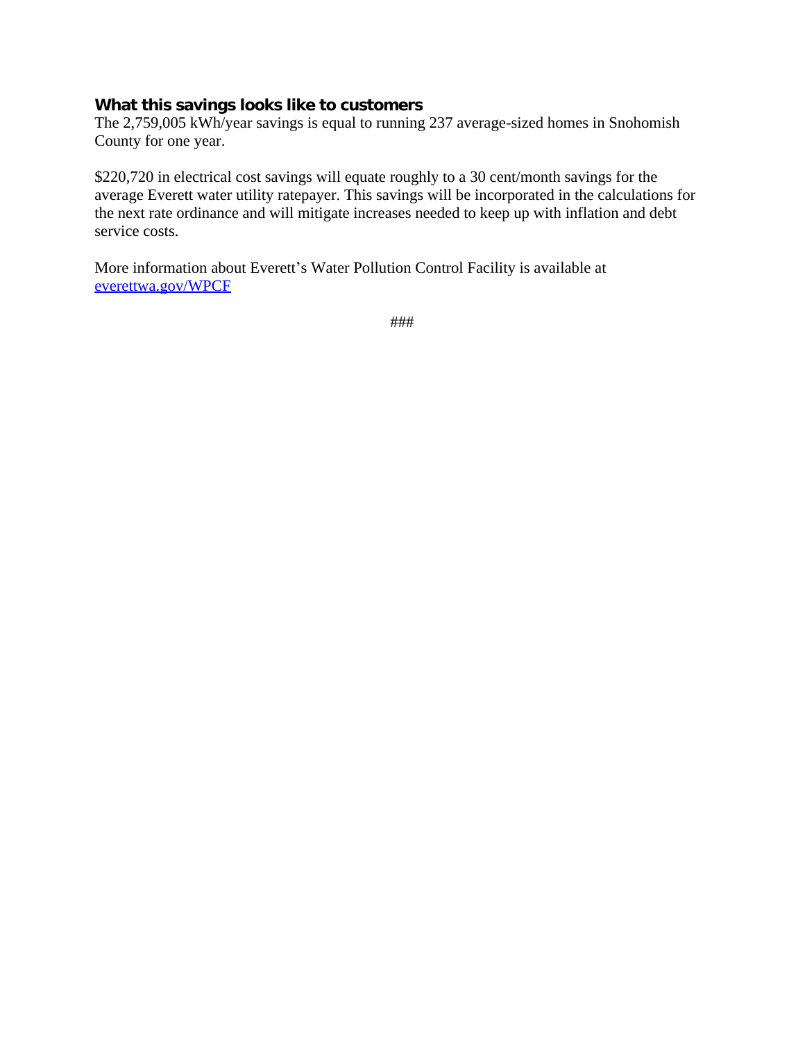## What this savings looks like to customers

The 2,759,005 kWh/year savings is equal to running 237 average-sized homes in Snohomish County for one year.

$220,720 in electrical cost savings will equate roughly to a 30 cent/month savings for the average Everett water utility ratepayer. This savings will be incorporated in the calculations for the next rate ordinance and will mitigate increases needed to keep up with inflation and debt service costs.

More information about Everett's Water Pollution Control Facility is available at [everettwa.gov/WPCF](everettwa.gov/WPCF)

###